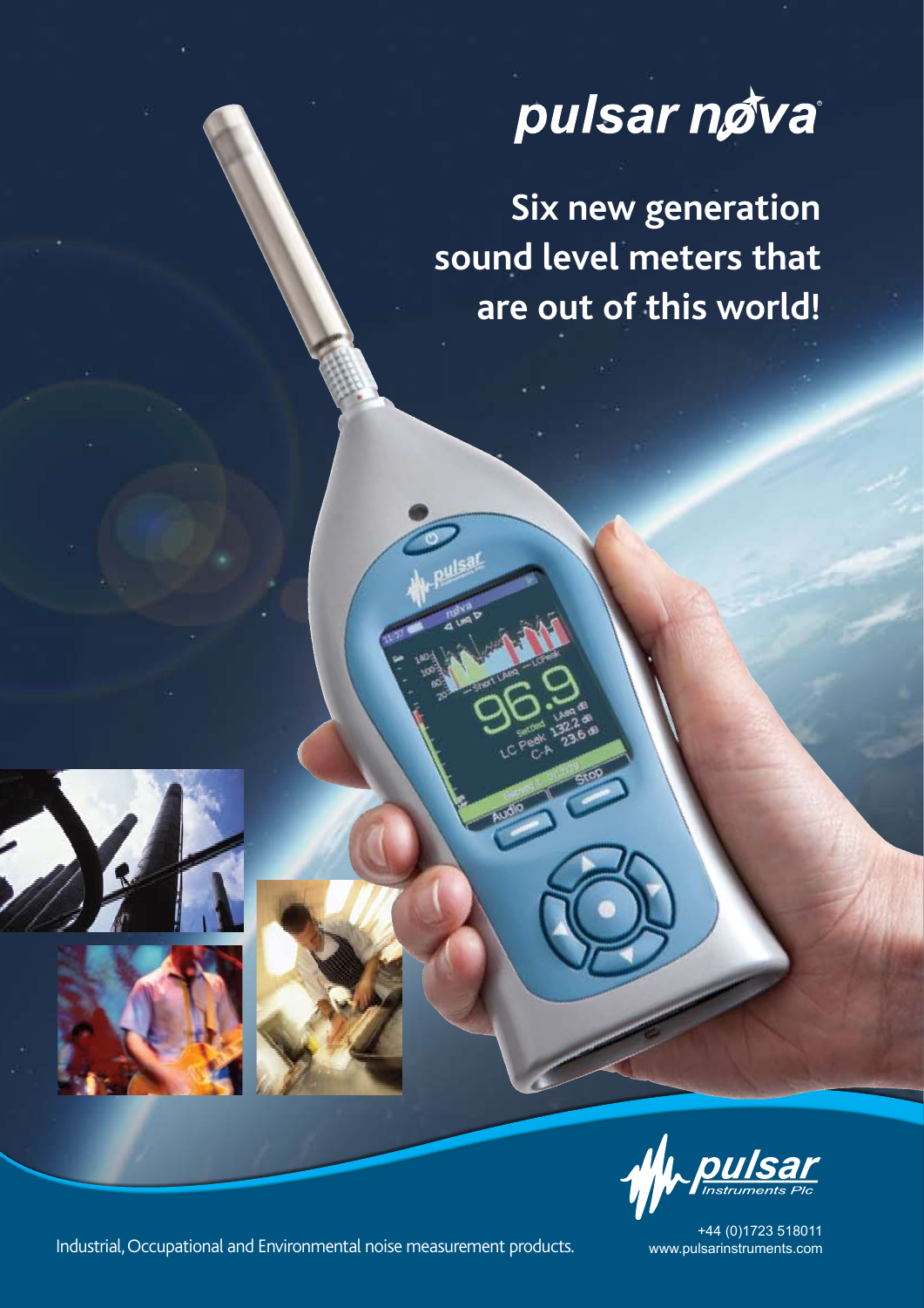# pulsar nøva®

## Six new generation sound level meters that are out of this world!

pulsar Instruments Plc

+44 (0)1723 518011
www.pulsarinstruments.com

Industrial, Occupational and Environmental noise measurement products.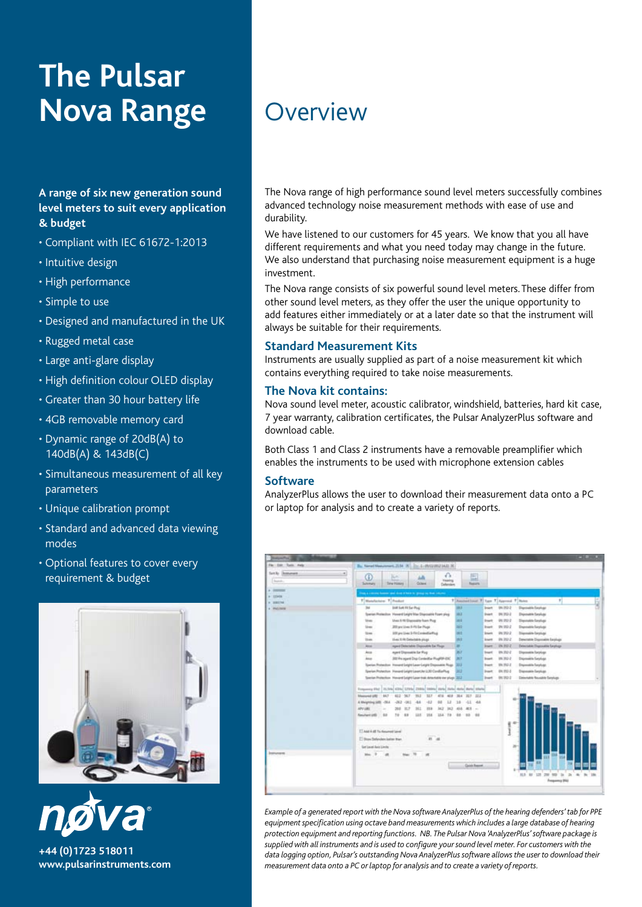# The Pulsar Nova Range

**A range of six new generation sound level meters to suit every application & budget**

- Compliant with IEC 61672-1:2013
- Intuitive design
- High performance
- Simple to use
- Designed and manufactured in the UK
- Rugged metal case
- Large anti-glare display
- High definition colour OLED display
- Greater than 30 hour battery life
- 4GB removable memory card
- Dynamic range of 20dB(A) to 140dB(A) & 143dB(C)
- Simultaneous measurement of all key parameters
- Unique calibration prompt
- Standard and advanced data viewing modes
- Optional features to cover every requirement & budget

nova

**+44 (0)1723 518011**
**www.pulsarinstruments.com**

# Overview

The Nova range of high performance sound level meters successfully combines advanced technology noise measurement methods with ease of use and durability.

We have listened to our customers for 45 years. We know that you all have different requirements and what you need today may change in the future. We also understand that purchasing noise measurement equipment is a huge investment.

The Nova range consists of six powerful sound level meters. These differ from other sound level meters, as they offer the user the unique opportunity to add features either immediately or at a later date so that the instrument will always be suitable for their requirements.

## Standard Measurement Kits

Instruments are usually supplied as part of a noise measurement kit which contains everything required to take noise measurements.

## The Nova kit contains:

Nova sound level meter, acoustic calibrator, windshield, batteries, hard kit case, 7 year warranty, calibration certificates, the Pulsar AnalyzerPlus software and download cable.

Both Class 1 and Class 2 instruments have a removable preamplifier which enables the instruments to be used with microphone extension cables

## Software

AnalyzerPlus allows the user to download their measurement data onto a PC or laptop for analysis and to create a variety of reports.

*Example of a generated report with the Nova software AnalyzerPlus of the hearing defenders' tab for PPE equipment specification using octave band measurements which includes a large database of hearing protection equipment and reporting functions. NB. The Pulsar Nova 'AnalyzerPlus' software package is supplied with all instruments and is used to configure your sound level meter. For customers with the data logging option, Pulsar's outstanding Nova AnalyzerPlus software allows the user to download their measurement data onto a PC or laptop for analysis and to create a variety of reports.*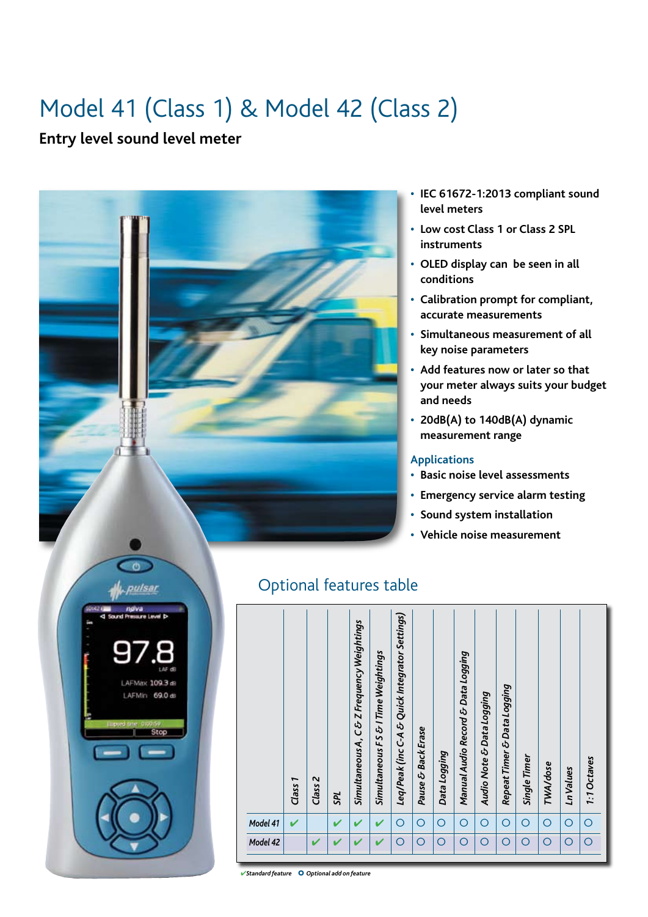# Model 41 (Class 1) & Model 42 (Class 2)

**Entry level sound level meter**

- **IEC 61672-1:2013 compliant sound level meters**
- **Low cost Class 1 or Class 2 SPL instruments**
- **OLED display can be seen in all conditions**
- **Calibration prompt for compliant, accurate measurements**
- **Simultaneous measurement of all key noise parameters**
- **Add features now or later so that your meter always suits your budget and needs**
- **20dB(A) to 140dB(A) dynamic measurement range**

### Applications

- **Basic noise level assessments**
- **Emergency service alarm testing**
- **Sound system installation**
- **Vehicle noise measurement**

## Optional features table

| | Class 1 | Class 2 | SPL | Simultaneous A, C & Z Frequency Weightings | Simultaneous F S & I Time Weightings | Leq/Peak (inc C-A & Quick Integrator Settings) | Pause & Back Erase | Data Logging | Manual Audio Record & Data Logging | Audio Note & Data Logging | Repeat Timer & Data Logging | Single Timer | TWA/dose | Ln Values | 1:1 Octaves |
|---|---|---|---|---|---|---|---|---|---|---|---|---|---|---|---|
| Model 41 | ✔ | | ✔ | ✔ | ✔ | ○ | ○ | ○ | ○ | ○ | ○ | ○ | ○ | ○ | ○ |
| Model 42 | | ✔ | ✔ | ✔ | ✔ | ○ | ○ | ○ | ○ | ○ | ○ | ○ | ○ | ○ | ○ |

*✔ Standard feature ○ Optional add on feature*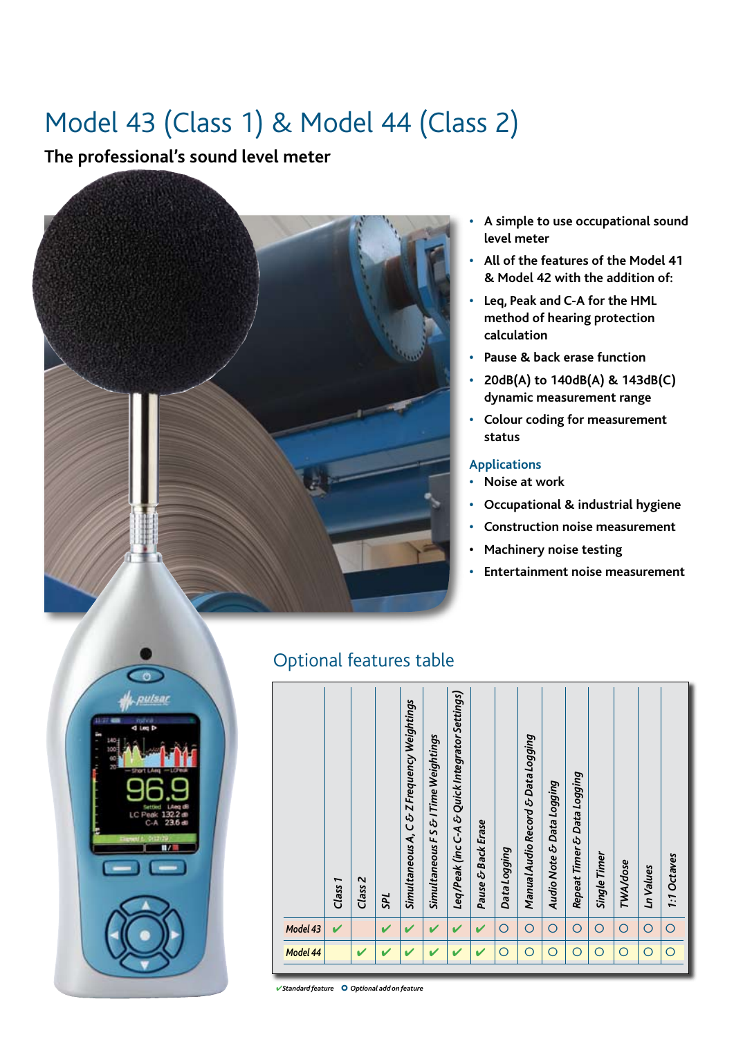# Model 43 (Class 1) & Model 44 (Class 2)

**The professional's sound level meter**

- A simple to use occupational sound level meter
- All of the features of the Model 41 & Model 42 with the addition of:
- Leq, Peak and C-A for the HML method of hearing protection calculation
- Pause & back erase function
- 20dB(A) to 140dB(A) & 143dB(C) dynamic measurement range
- Colour coding for measurement status

## Applications

- Noise at work
- Occupational & industrial hygiene
- Construction noise measurement
- Machinery noise testing
- Entertainment noise measurement

## Optional features table

| | Class 1 | Class 2 | SPL | Simultaneous A, C & Z Frequency Weightings | Simultaneous F S & I Time Weightings | Leq/Peak (inc C-A & Quick Integrator Settings) | Pause & Back Erase | Data Logging | Manual Audio Record & Data Logging | Audio Note & Data Logging | Repeat Timer & Data Logging | Single Timer | TWA/dose | Ln Values | 1:1 Octaves |
|---|---|---|---|---|---|---|---|---|---|---|---|---|---|---|---|
| Model 43 | ✔ | | ✔ | ✔ | ✔ | ✔ | ✔ | ○ | ○ | ○ | ○ | ○ | ○ | ○ | ○ |
| Model 44 | | ✔ | ✔ | ✔ | ✔ | ✔ | ✔ | ○ | ○ | ○ | ○ | ○ | ○ | ○ | ○ |

✔ Standard feature ○ Optional add on feature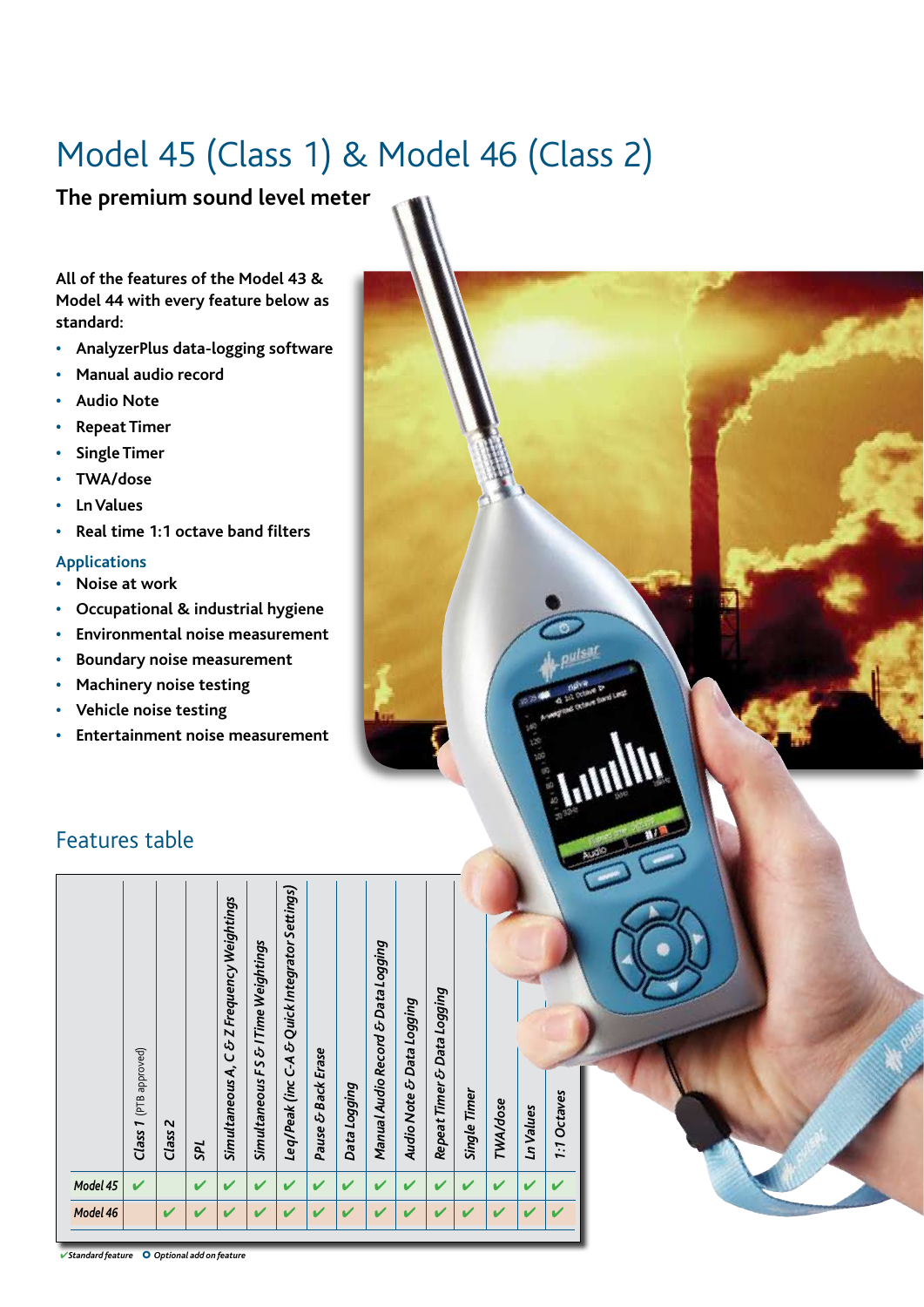# Model 45 (Class 1) & Model 46 (Class 2)

## The premium sound level meter

**All of the features of the Model 43 & Model 44 with every feature below as standard:**

- AnalyzerPlus data-logging software
- Manual audio record
- Audio Note
- Repeat Timer
- Single Timer
- TWA/dose
- Ln Values
- Real time 1:1 octave band filters

### Applications

- Noise at work
- Occupational & industrial hygiene
- Environmental noise measurement
- Boundary noise measurement
- Machinery noise testing
- Vehicle noise testing
- Entertainment noise measurement

## Features table

| | *Class 1* (PTB approved) | *Class 2* | *SPL* | *Simultaneous A, C & Z Frequency Weightings* | *Simultaneous F S & I Time Weightings* | *Leq/Peak (inc C-A & Quick Integrator Settings)* | *Pause & Back Erase* | *Data Logging* | *Manual Audio Record & Data Logging* | *Audio Note & Data Logging* | *Repeat Timer & Data Logging* | *Single Timer* | *TWA/dose* | *Ln Values* | *1:1 Octaves* |
|---|---|---|---|---|---|---|---|---|---|---|---|---|---|---|---|
| *Model 45* | ✔ | | ✔ | ✔ | ✔ | ✔ | ✔ | ✔ | ✔ | ✔ | ✔ | ✔ | ✔ | ✔ | ✔ |
| *Model 46* | | ✔ | ✔ | ✔ | ✔ | ✔ | ✔ | ✔ | ✔ | ✔ | ✔ | ✔ | ✔ | ✔ | ✔ |

✔ *Standard feature* O *Optional add on feature*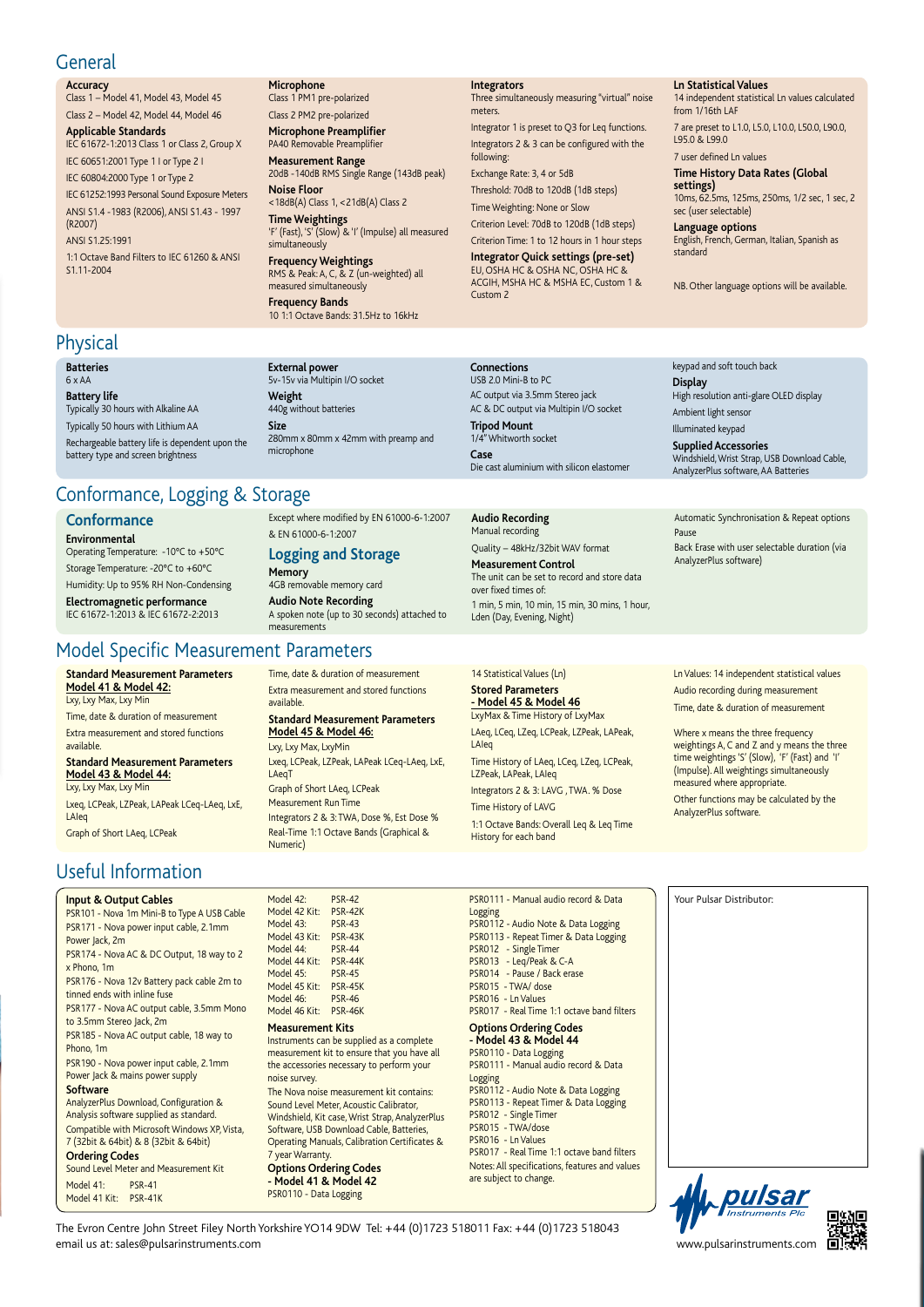## General

**Accuracy**
Class 1 – Model 41, Model 43, Model 45
Class 2 – Model 42, Model 44, Model 46

**Applicable Standards**
IEC 61672-1:2013 Class 1 or Class 2, Group X
IEC 60651:2001 Type 1 I or Type 2 I
IEC 60804:2000 Type 1 or Type 2
IEC 61252:1993 Personal Sound Exposure Meters
ANSI S1.4 -1983 (R2006), ANSI S1.43 - 1997 (R2007)
ANSI S1.25:1991
1:1 Octave Band Filters to IEC 61260 & ANSI S1.11-2004

**Microphone**
Class 1 PM1 pre-polarized
Class 2 PM2 pre-polarized

**Microphone Preamplifier**
PA40 Removable Preamplifier

**Measurement Range**
20dB -140dB RMS Single Range (143dB peak)

**Noise Floor**
<18dB(A) Class 1, <21dB(A) Class 2

**Time Weightings**
'F' (Fast), 'S' (Slow) & 'I' (Impulse) all measured simultaneously

**Frequency Weightings**
RMS & Peak: A, C, & Z (un-weighted) all measured simultaneously

**Frequency Bands**
10 1:1 Octave Bands: 31.5Hz to 16kHz

**Integrators**
Three simultaneously measuring "virtual" noise meters.
Integrator 1 is preset to Q3 for Leq functions.
Integrators 2 & 3 can be configured with the following:
Exchange Rate: 3, 4 or 5dB
Threshold: 70dB to 120dB (1dB steps)
Time Weighting: None or Slow
Criterion Level: 70dB to 120dB (1dB steps)
Criterion Time: 1 to 12 hours in 1 hour steps

**Integrator Quick settings (pre-set)**
EU, OSHA HC & OSHA NC, OSHA HC & ACGIH, MSHA HC & MSHA EC, Custom 1 & Custom 2

**Ln Statistical Values**
14 independent statistical Ln values calculated from 1/16th LAF
7 are preset to L1.0, L5.0, L10.0, L50.0, L90.0, L95.0 & L99.0
7 user defined Ln values

**Time History Data Rates (Global settings)**
10ms, 62.5ms, 125ms, 250ms, 1/2 sec, 1 sec, 2 sec (user selectable)

**Language options**
English, French, German, Italian, Spanish as standard

NB. Other language options will be available.

## Physical

**Batteries**
6 x AA

**Battery life**
Typically 30 hours with Alkaline AA
Typically 50 hours with Lithium AA
Rechargeable battery life is dependent upon the battery type and screen brightness

**External power**
5v-15v via Multipin I/O socket

**Weight**
440g without batteries

**Size**
280mm x 80mm x 42mm with preamp and microphone

**Connections**
USB 2.0 Mini-B to PC
AC output via 3.5mm Stereo jack
AC & DC output via Multipin I/O socket

**Tripod Mount**
1/4" Whitworth socket

**Case**
Die cast aluminium with silicon elastomer keypad and soft touch back

**Display**
High resolution anti-glare OLED display
Ambient light sensor
Illuminated keypad

**Supplied Accessories**
Windshield, Wrist Strap, USB Download Cable, AnalyzerPlus software, AA Batteries

## Conformance, Logging & Storage

### Conformance

**Environmental**
Operating Temperature: -10°C to +50°C
Storage Temperature: -20°C to +60°C
Humidity: Up to 95% RH Non-Condensing

**Electromagnetic performance**
IEC 61672-1:2013 & IEC 61672-2:2013
Except where modified by EN 61000-6-1:2007 & EN 61000-6-1:2007

### Logging and Storage

**Memory**
4GB removable memory card

**Audio Note Recording**
A spoken note (up to 30 seconds) attached to measurements

**Audio Recording**
Manual recording
Quality – 48kHz/32bit WAV format

**Measurement Control**
The unit can be set to record and store data over fixed times of:
1 min, 5 min, 10 min, 15 min, 30 mins, 1 hour, Lden (Day, Evening, Night)

Automatic Synchronisation & Repeat options
Pause
Back Erase with user selectable duration (via AnalyzerPlus software)

## Model Specific Measurement Parameters

**Standard Measurement Parameters Model 41 & Model 42:**
Lxy, Lxy Max, Lxy Min
Time, date & duration of measurement
Extra measurement and stored functions available.

**Standard Measurement Parameters Model 43 & Model 44:**
Lxy, Lxy Max, Lxy Min
Lxeq, LCPeak, LZPeak, LAPeak LCeq-LAeq, LxE, LAIeq
Graph of Short LAeq, LCPeak
Time, date & duration of measurement
Extra measurement and stored functions available.

**Standard Measurement Parameters Model 45 & Model 46:**
Lxy, Lxy Max, LxyMin
Lxeq, LCPeak, LZPeak, LAPeak LCeq-LAeq, LxE, LAeqT
Graph of Short LAeq, LCPeak
Measurement Run Time
Integrators 2 & 3: TWA, Dose %, Est Dose %
Real-Time 1:1 Octave Bands (Graphical & Numeric)
14 Statistical Values (Ln)

**Stored Parameters - Model 45 & Model 46**
LxyMax & Time History of LxyMax
LAeq, LCeq, LZeq, LCPeak, LZPeak, LAPeak, LAIeq
Time History of LAeq, LCeq, LZeq, LCPeak, LZPeak, LAPeak, LAIeq
Integrators 2 & 3: LAVG , TWA. % Dose
Time History of LAVG
1:1 Octave Bands: Overall Leq & Leq Time History for each band
Ln Values: 14 independent statistical values
Audio recording during measurement
Time, date & duration of measurement

Where x means the three frequency weightings A, C and Z and y means the three time weightings 'S' (Slow), 'F' (Fast) and 'I' (Impulse). All weightings simultaneously measured where appropriate.

Other functions may be calculated by the AnalyzerPlus software.

## Useful Information

**Input & Output Cables**
PSR101 - Nova 1m Mini-B to Type A USB Cable
PSR171 - Nova power input cable, 2.1mm Power Jack, 2m
PSR174 - Nova AC & DC Output, 18 way to 2 x Phono, 1m
PSR176 - Nova 12v Battery pack cable 2m to tinned ends with inline fuse
PSR177 - Nova AC output cable, 3.5mm Mono to 3.5mm Stereo Jack, 2m
PSR185 - Nova AC output cable, 18 way to Phono, 1m
PSR190 - Nova power input cable, 2.1mm Power Jack & mains power supply

**Software**
AnalyzerPlus Download, Configuration & Analysis software supplied as standard.
Compatible with Microsoft Windows XP, Vista, 7 (32bit & 64bit) & 8 (32bit & 64bit)

**Ordering Codes**
Sound Level Meter and Measurement Kit

| | |
|---|---|
| Model 41: | PSR-41 |
| Model 41 Kit: | PSR-41K |
| Model 42: | PSR-42 |
| Model 42 Kit: | PSR-42K |
| Model 43: | PSR-43 |
| Model 43 Kit: | PSR-43K |
| Model 44: | PSR-44 |
| Model 44 Kit: | PSR-44K |
| Model 45: | PSR-45 |
| Model 45 Kit: | PSR-45K |
| Model 46: | PSR-46 |
| Model 46 Kit: | PSR-46K |

**Measurement Kits**
Instruments can be supplied as a complete measurement kit to ensure that you have all the accessories necessary to perform your noise survey.
The Nova noise measurement kit contains: Sound Level Meter, Acoustic Calibrator, Windshield, Kit case, Wrist Strap, AnalyzerPlus Software, USB Download Cable, Batteries, Operating Manuals, Calibration Certificates & 7 year Warranty.

**Options Ordering Codes - Model 41 & Model 42**
PSR0110 - Data Logging
PSR0111 - Manual audio record & Data Logging
PSR0112 - Audio Note & Data Logging
PSR0113 - Repeat Timer & Data Logging
PSR012 - Single Timer
PSR013 - Leq/Peak & C-A
PSR014 - Pause / Back erase
PSR015 - TWA/ dose
PSR016 - Ln Values
PSR017 - Real Time 1:1 octave band filters

**Options Ordering Codes - Model 43 & Model 44**
PSR0110 - Data Logging
PSR0111 - Manual audio record & Data Logging
PSR0112 - Audio Note & Data Logging
PSR0113 - Repeat Timer & Data Logging
PSR012 - Single Timer
PSR015 - TWA/dose
PSR016 - Ln Values
PSR017 - Real Time 1:1 octave band filters

Notes: All specifications, features and values are subject to change.

Your Pulsar Distributor:

pulsar Instruments Plc

The Evron Centre John Street Filey North Yorkshire YO14 9DW Tel: +44 (0)1723 518011 Fax: +44 (0)1723 518043
email us at: sales@pulsarinstruments.com

www.pulsarinstruments.com